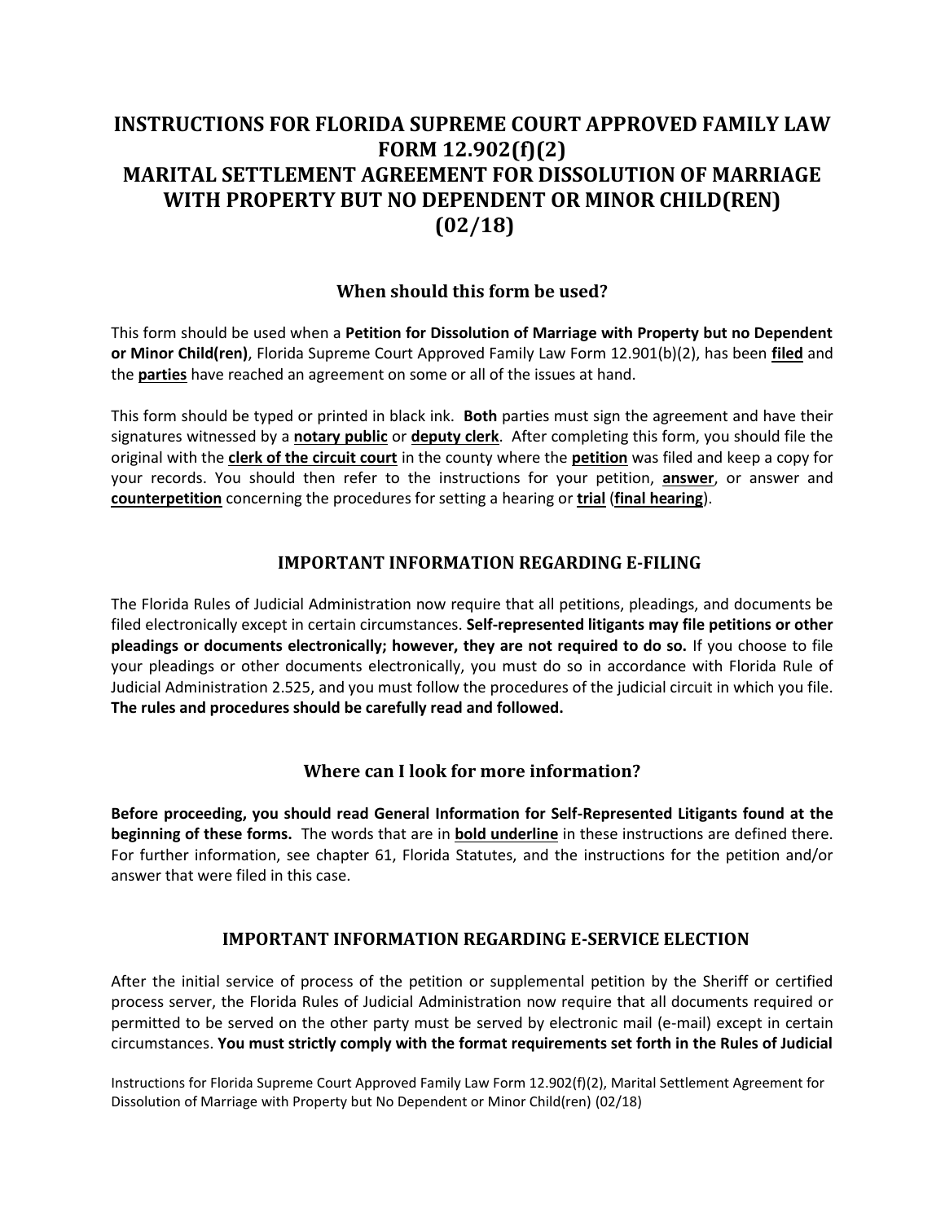# INSTRUCTIONS FOR FLORIDA SUPREME COURT APPROVED FAMILY LAW FORM 12.902(f)(2)
# MARITAL SETTLEMENT AGREEMENT FOR DISSOLUTION OF MARRIAGE WITH PROPERTY BUT NO DEPENDENT OR MINOR CHILD(REN)
# (02/18)

## When should this form be used?

This form should be used when a **Petition for Dissolution of Marriage with Property but no Dependent or Minor Child(ren)**, Florida Supreme Court Approved Family Law Form 12.901(b)(2), has been **filed** and the **parties** have reached an agreement on some or all of the issues at hand.

This form should be typed or printed in black ink. **Both** parties must sign the agreement and have their signatures witnessed by a **notary public** or **deputy clerk**. After completing this form, you should file the original with the **clerk of the circuit court** in the county where the **petition** was filed and keep a copy for your records. You should then refer to the instructions for your petition, **answer**, or answer and **counterpetition** concerning the procedures for setting a hearing or **trial** (**final hearing**).

## IMPORTANT INFORMATION REGARDING E-FILING

The Florida Rules of Judicial Administration now require that all petitions, pleadings, and documents be filed electronically except in certain circumstances. **Self-represented litigants may file petitions or other pleadings or documents electronically; however, they are not required to do so.** If you choose to file your pleadings or other documents electronically, you must do so in accordance with Florida Rule of Judicial Administration 2.525, and you must follow the procedures of the judicial circuit in which you file. **The rules and procedures should be carefully read and followed.**

## Where can I look for more information?

**Before proceeding, you should read General Information for Self-Represented Litigants found at the beginning of these forms.** The words that are in **bold underline** in these instructions are defined there. For further information, see chapter 61, Florida Statutes, and the instructions for the petition and/or answer that were filed in this case.

## IMPORTANT INFORMATION REGARDING E-SERVICE ELECTION

After the initial service of process of the petition or supplemental petition by the Sheriff or certified process server, the Florida Rules of Judicial Administration now require that all documents required or permitted to be served on the other party must be served by electronic mail (e-mail) except in certain circumstances. **You must strictly comply with the format requirements set forth in the Rules of Judicial**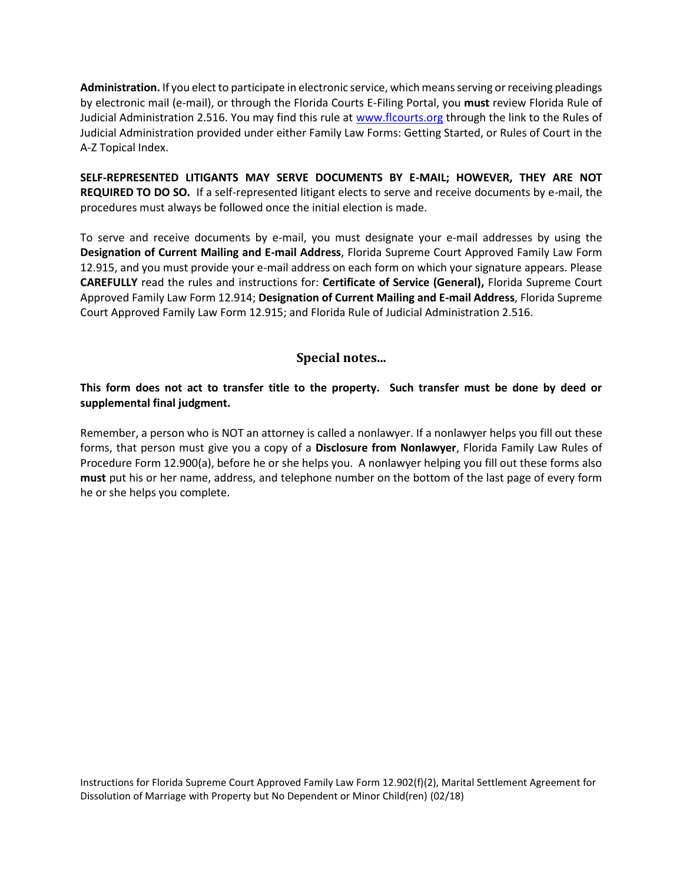**Administration.** If you elect to participate in electronic service, which means serving or receiving pleadings by electronic mail (e-mail), or through the Florida Courts E-Filing Portal, you **must** review Florida Rule of Judicial Administration 2.516. You may find this rule at www.flcourts.org through the link to the Rules of Judicial Administration provided under either Family Law Forms: Getting Started, or Rules of Court in the A-Z Topical Index.

**SELF-REPRESENTED LITIGANTS MAY SERVE DOCUMENTS BY E-MAIL; HOWEVER, THEY ARE NOT REQUIRED TO DO SO.** If a self-represented litigant elects to serve and receive documents by e-mail, the procedures must always be followed once the initial election is made.

To serve and receive documents by e-mail, you must designate your e-mail addresses by using the **Designation of Current Mailing and E-mail Address**, Florida Supreme Court Approved Family Law Form 12.915, and you must provide your e-mail address on each form on which your signature appears. Please **CAREFULLY** read the rules and instructions for: **Certificate of Service (General),** Florida Supreme Court Approved Family Law Form 12.914; **Designation of Current Mailing and E-mail Address**, Florida Supreme Court Approved Family Law Form 12.915; and Florida Rule of Judicial Administration 2.516.

## Special notes...

**This form does not act to transfer title to the property. Such transfer must be done by deed or supplemental final judgment.**

Remember, a person who is NOT an attorney is called a nonlawyer. If a nonlawyer helps you fill out these forms, that person must give you a copy of a **Disclosure from Nonlawyer**, Florida Family Law Rules of Procedure Form 12.900(a), before he or she helps you. A nonlawyer helping you fill out these forms also **must** put his or her name, address, and telephone number on the bottom of the last page of every form he or she helps you complete.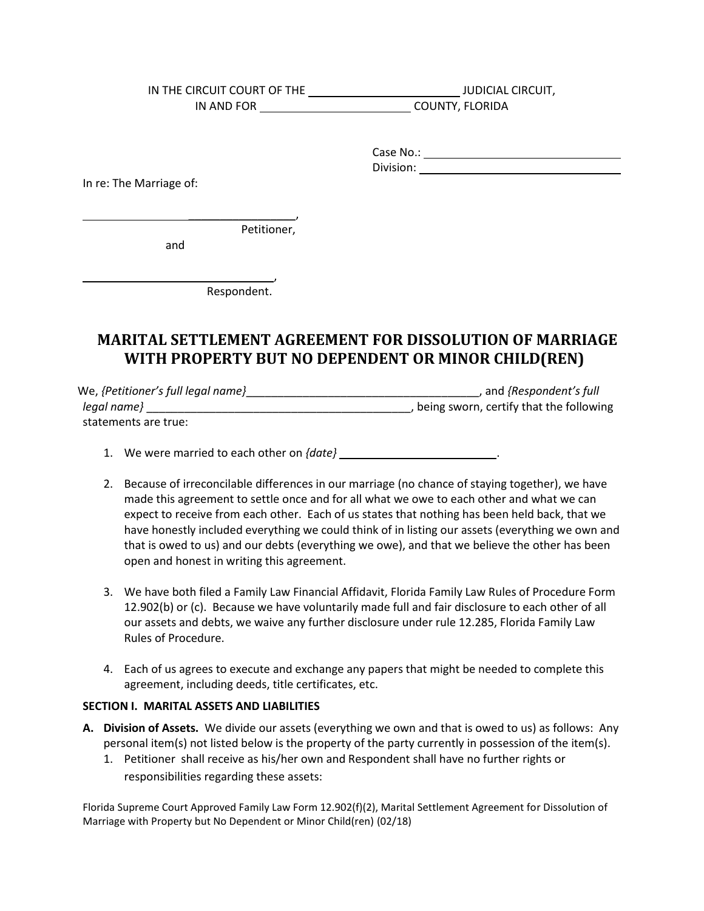IN THE CIRCUIT COURT OF THE ________________________ JUDICIAL CIRCUIT,
IN AND FOR ________________________ COUNTY, FLORIDA

Case No.: ________________________
Division: ________________________

In re: The Marriage of:

__________________________________,
Petitioner,

and

__________________________________,
Respondent.

# MARITAL SETTLEMENT AGREEMENT FOR DISSOLUTION OF MARRIAGE WITH PROPERTY BUT NO DEPENDENT OR MINOR CHILD(REN)

We, *{Petitioner's full legal name}*_____________________________________, and *{Respondent's full legal name}* ___________________________________________, being sworn, certify that the following statements are true:

1. We were married to each other on *{date}* ________________________.

2. Because of irreconcilable differences in our marriage (no chance of staying together), we have made this agreement to settle once and for all what we owe to each other and what we can expect to receive from each other. Each of us states that nothing has been held back, that we have honestly included everything we could think of in listing our assets (everything we own and that is owed to us) and our debts (everything we owe), and that we believe the other has been open and honest in writing this agreement.

3. We have both filed a Family Law Financial Affidavit, Florida Family Law Rules of Procedure Form 12.902(b) or (c). Because we have voluntarily made full and fair disclosure to each other of all our assets and debts, we waive any further disclosure under rule 12.285, Florida Family Law Rules of Procedure.

4. Each of us agrees to execute and exchange any papers that might be needed to complete this agreement, including deeds, title certificates, etc.

**SECTION I. MARITAL ASSETS AND LIABILITIES**

**A. Division of Assets.** We divide our assets (everything we own and that is owed to us) as follows: Any personal item(s) not listed below is the property of the party currently in possession of the item(s).

1. Petitioner shall receive as his/her own and Respondent shall have no further rights or responsibilities regarding these assets:

Florida Supreme Court Approved Family Law Form 12.902(f)(2), Marital Settlement Agreement for Dissolution of Marriage with Property but No Dependent or Minor Child(ren) (02/18)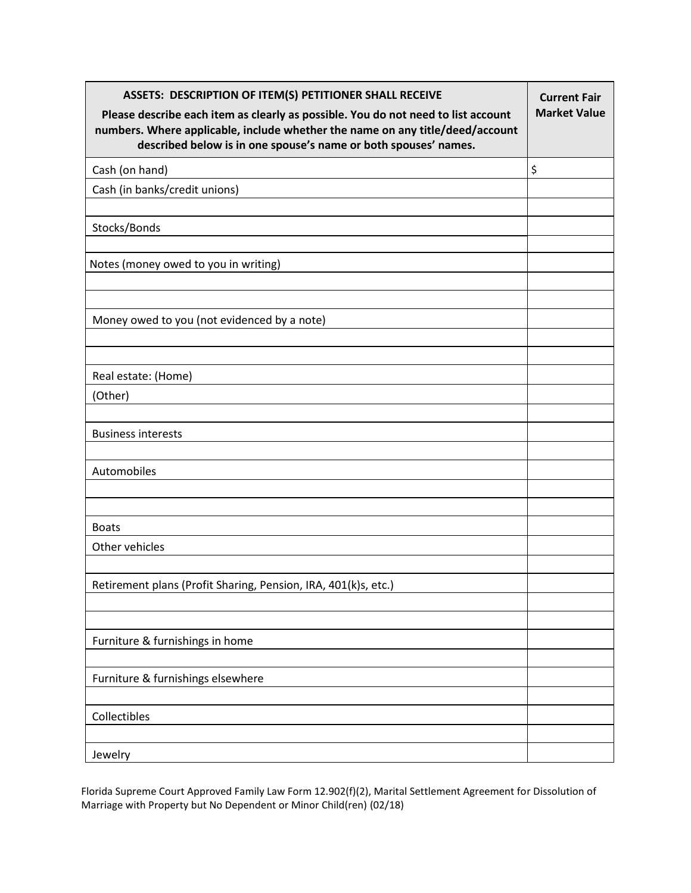| **ASSETS: DESCRIPTION OF ITEM(S) PETITIONER SHALL RECEIVE** **Please describe each item as clearly as possible. You do not need to list account numbers. Where applicable, include whether the name on any title/deed/account described below is in one spouse's name or both spouses' names.** | **Current Fair Market Value** |
|---|---|
| Cash (on hand) | $ |
| Cash (in banks/credit unions) | |
| | |
| Stocks/Bonds | |
| | |
| Notes (money owed to you in writing) | |
| | |
| | |
| Money owed to you (not evidenced by a note) | |
| | |
| | |
| Real estate: (Home) | |
| (Other) | |
| | |
| Business interests | |
| | |
| Automobiles | |
| | |
| | |
| Boats | |
| Other vehicles | |
| | |
| Retirement plans (Profit Sharing, Pension, IRA, 401(k)s, etc.) | |
| | |
| | |
| Furniture & furnishings in home | |
| | |
| Furniture & furnishings elsewhere | |
| | |
| Collectibles | |
| | |
| Jewelry | |

Florida Supreme Court Approved Family Law Form 12.902(f)(2), Marital Settlement Agreement for Dissolution of Marriage with Property but No Dependent or Minor Child(ren) (02/18)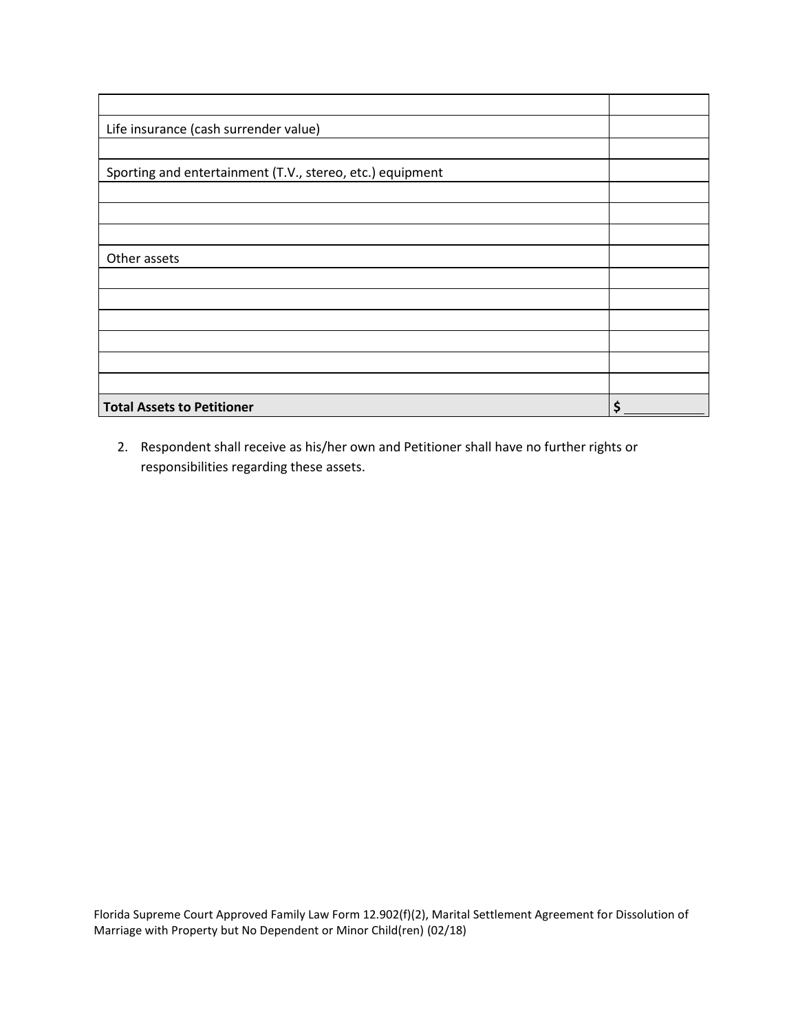| | |
|---|---|
| | |
| Life insurance (cash surrender value) | |
| | |
| Sporting and entertainment (T.V., stereo, etc.) equipment | |
| | |
| | |
| | |
| Other assets | |
| | |
| | |
| | |
| | |
| | |
| | |
| **Total Assets to Petitioner** | **$** ___________ |

2. Respondent shall receive as his/her own and Petitioner shall have no further rights or responsibilities regarding these assets.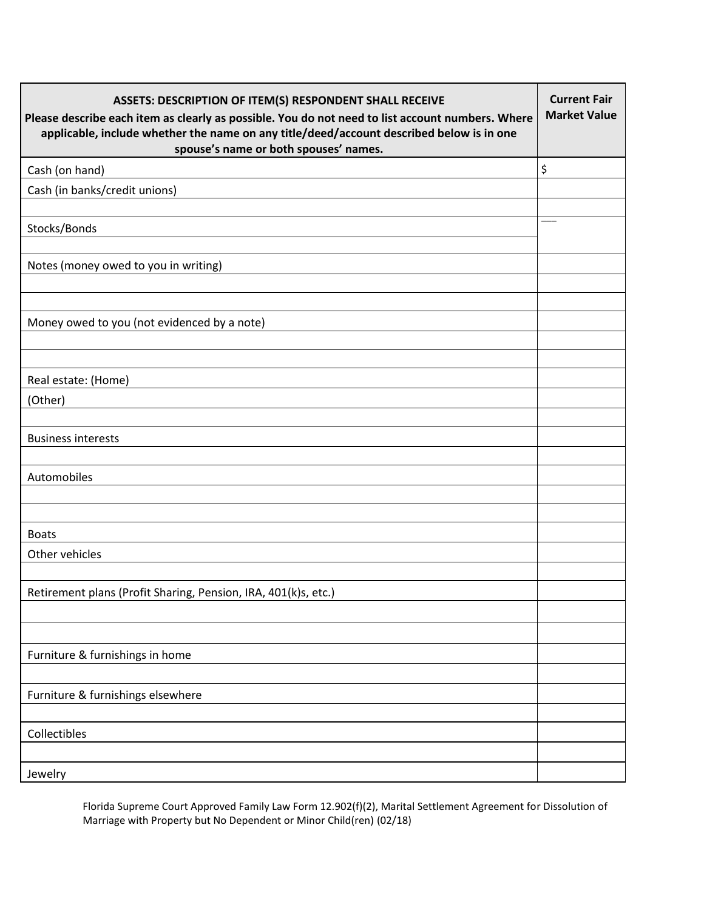| ASSETS: DESCRIPTION OF ITEM(S) RESPONDENT SHALL RECEIVE<br>Please describe each item as clearly as possible. You do not need to list account numbers. Where applicable, include whether the name on any title/deed/account described below is in one spouse's name or both spouses' names. | Current Fair Market Value |
|---|---|
| Cash (on hand) | $ |
| Cash (in banks/credit unions) | |
| | |
| Stocks/Bonds | ___ |
| | |
| Notes (money owed to you in writing) | |
| | |
| | |
| Money owed to you (not evidenced by a note) | |
| | |
| | |
| Real estate: (Home) | |
| (Other) | |
| | |
| Business interests | |
| | |
| Automobiles | |
| | |
| | |
| Boats | |
| Other vehicles | |
| | |
| Retirement plans (Profit Sharing, Pension, IRA, 401(k)s, etc.) | |
| | |
| | |
| Furniture & furnishings in home | |
| | |
| Furniture & furnishings elsewhere | |
| | |
| Collectibles | |
| | |
| Jewelry | |

Florida Supreme Court Approved Family Law Form 12.902(f)(2), Marital Settlement Agreement for Dissolution of Marriage with Property but No Dependent or Minor Child(ren) (02/18)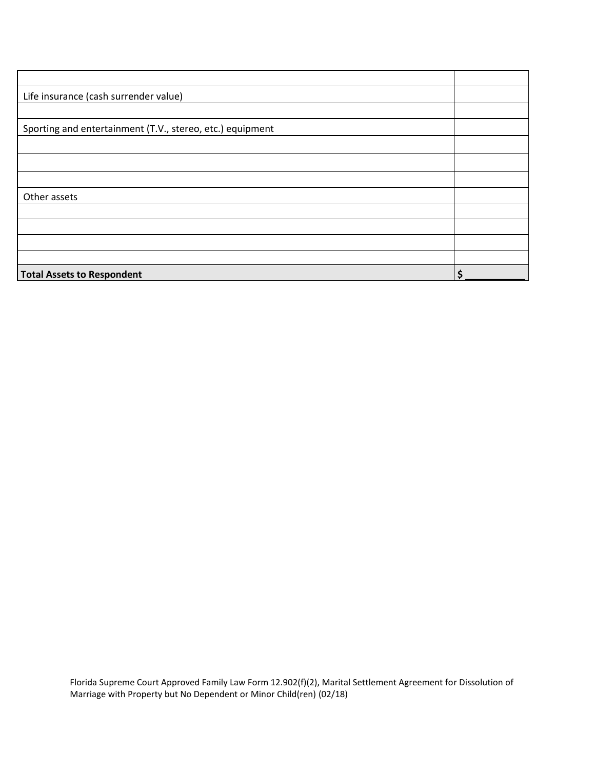| | |
|---|---|
| | |
| Life insurance (cash surrender value) | |
| | |
| Sporting and entertainment (T.V., stereo, etc.) equipment | |
| | |
| | |
| | |
| Other assets | |
| | |
| | |
| | |
| | |
| **Total Assets to Respondent** | **$ ___________** |

Florida Supreme Court Approved Family Law Form 12.902(f)(2), Marital Settlement Agreement for Dissolution of Marriage with Property but No Dependent or Minor Child(ren) (02/18)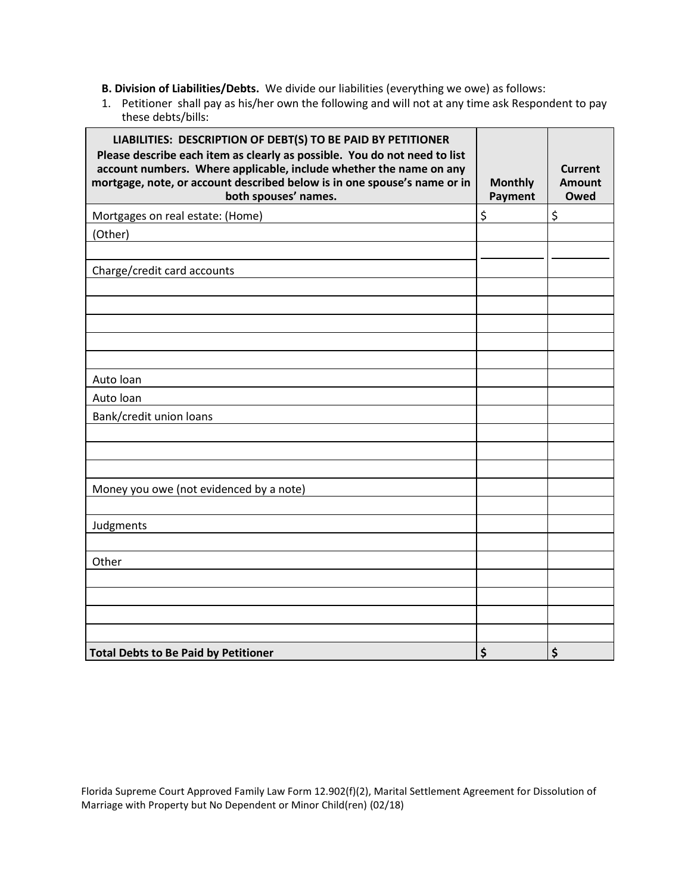**B. Division of Liabilities/Debts.** We divide our liabilities (everything we owe) as follows:

1. Petitioner shall pay as his/her own the following and will not at any time ask Respondent to pay these debts/bills:

| **LIABILITIES: DESCRIPTION OF DEBT(S) TO BE PAID BY PETITIONER** **Please describe each item as clearly as possible. You do not need to list account numbers. Where applicable, include whether the name on any mortgage, note, or account described below is in one spouse's name or in both spouses' names.** | **Monthly Payment** | **Current Amount Owed** |
|---|---|---|
| Mortgages on real estate: (Home) | $ | $ |
| (Other) | | |
| | | |
| Charge/credit card accounts | | |
| | | |
| | | |
| | | |
| | | |
| | | |
| Auto loan | | |
| Auto loan | | |
| Bank/credit union loans | | |
| | | |
| | | |
| | | |
| Money you owe (not evidenced by a note) | | |
| | | |
| Judgments | | |
| | | |
| Other | | |
| | | |
| | | |
| | | |
| | | |
| **Total Debts to Be Paid by Petitioner** | **$** | **$** |

Florida Supreme Court Approved Family Law Form 12.902(f)(2), Marital Settlement Agreement for Dissolution of Marriage with Property but No Dependent or Minor Child(ren) (02/18)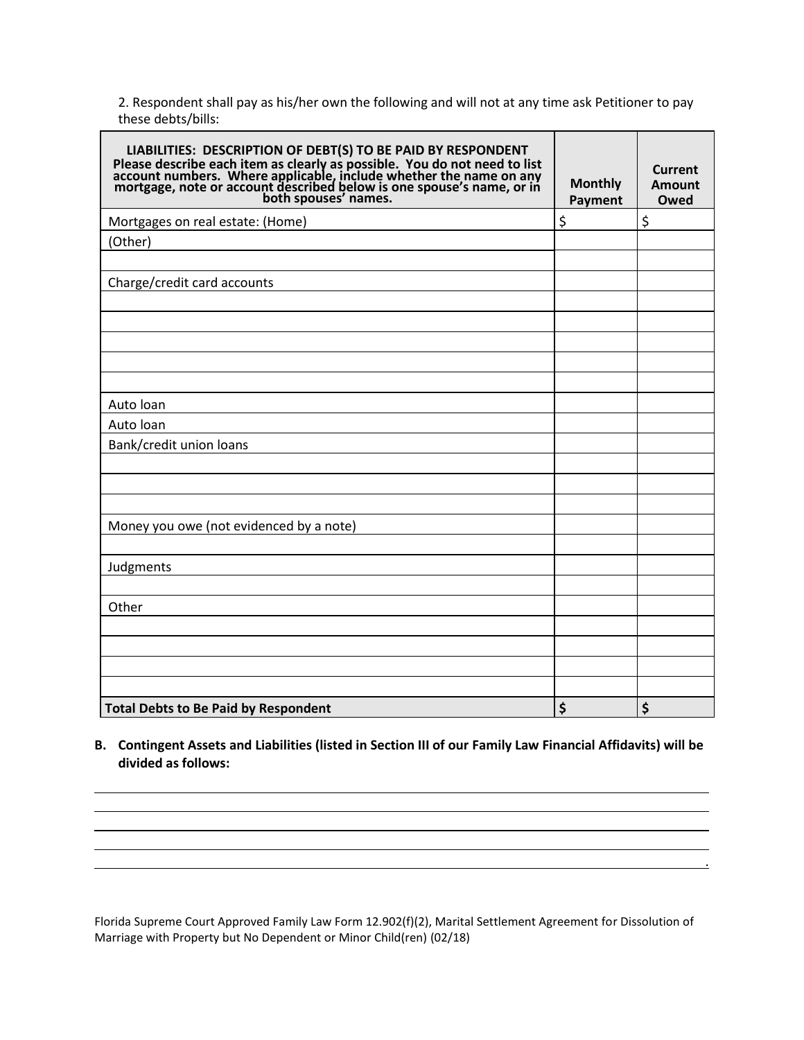2. Respondent shall pay as his/her own the following and will not at any time ask Petitioner to pay these debts/bills:

| LIABILITIES: DESCRIPTION OF DEBT(S) TO BE PAID BY RESPONDENT Please describe each item as clearly as possible. You do not need to list account numbers. Where applicable, include whether the name on any mortgage, note or account described below is one spouse's name, or in both spouses' names. | Monthly Payment | Current Amount Owed |
|---|---|---|
| Mortgages on real estate: (Home) | $ | $ |
| (Other) | | |
| | | |
| Charge/credit card accounts | | |
| | | |
| | | |
| | | |
| | | |
| | | |
| Auto loan | | |
| Auto loan | | |
| Bank/credit union loans | | |
| | | |
| | | |
| | | |
| Money you owe (not evidenced by a note) | | |
| | | |
| Judgments | | |
| | | |
| Other | | |
| | | |
| | | |
| | | |
| | | |
| **Total Debts to Be Paid by Respondent** | **$** | **$** |

**B. Contingent Assets and Liabilities (listed in Section III of our Family Law Financial Affidavits) will be divided as follows:**

\_\_\_\_\_\_\_\_\_\_\_\_\_\_\_\_\_\_\_\_\_\_\_\_\_\_\_\_\_\_\_\_\_\_\_\_\_\_\_\_\_\_\_\_\_\_\_\_\_\_\_\_\_\_\_\_\_\_\_\_\_\_\_\_\_\_\_\_\_\_\_\_\_\_\_\_\_\_

\_\_\_\_\_\_\_\_\_\_\_\_\_\_\_\_\_\_\_\_\_\_\_\_\_\_\_\_\_\_\_\_\_\_\_\_\_\_\_\_\_\_\_\_\_\_\_\_\_\_\_\_\_\_\_\_\_\_\_\_\_\_\_\_\_\_\_\_\_\_\_\_\_\_\_\_\_\_

\_\_\_\_\_\_\_\_\_\_\_\_\_\_\_\_\_\_\_\_\_\_\_\_\_\_\_\_\_\_\_\_\_\_\_\_\_\_\_\_\_\_\_\_\_\_\_\_\_\_\_\_\_\_\_\_\_\_\_\_\_\_\_\_\_\_\_\_\_\_\_\_\_\_\_\_\_\_

\_\_\_\_\_\_\_\_\_\_\_\_\_\_\_\_\_\_\_\_\_\_\_\_\_\_\_\_\_\_\_\_\_\_\_\_\_\_\_\_\_\_\_\_\_\_\_\_\_\_\_\_\_\_\_\_\_\_\_\_\_\_\_\_\_\_\_\_\_\_\_\_\_\_\_\_\_\_

\_\_\_\_\_\_\_\_\_\_\_\_\_\_\_\_\_\_\_\_\_\_\_\_\_\_\_\_\_\_\_\_\_\_\_\_\_\_\_\_\_\_\_\_\_\_\_\_\_\_\_\_\_\_\_\_\_\_\_\_\_\_\_\_\_\_\_\_\_\_\_\_\_\_\_\_\_\_.

Florida Supreme Court Approved Family Law Form 12.902(f)(2), Marital Settlement Agreement for Dissolution of Marriage with Property but No Dependent or Minor Child(ren) (02/18)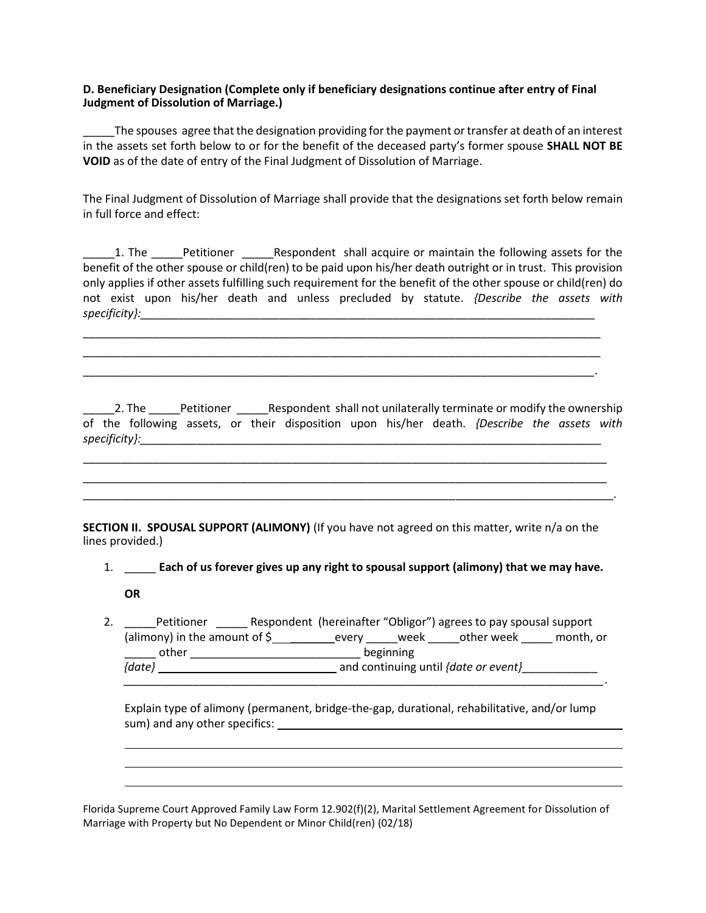**D. Beneficiary Designation (Complete only if beneficiary designations continue after entry of Final Judgment of Dissolution of Marriage.)**

_____The spouses agree that the designation providing for the payment or transfer at death of an interest in the assets set forth below to or for the benefit of the deceased party's former spouse **SHALL NOT BE VOID** as of the date of entry of the Final Judgment of Dissolution of Marriage.

The Final Judgment of Dissolution of Marriage shall provide that the designations set forth below remain in full force and effect:

_____1. The _____Petitioner _____Respondent shall acquire or maintain the following assets for the benefit of the other spouse or child(ren) to be paid upon his/her death outright or in trust. This provision only applies if other assets fulfilling such requirement for the benefit of the other spouse or child(ren) do not exist upon his/her death and unless precluded by statute. *{Describe the assets with specificity}:*_____________________________________________________________________________

______________________________________________________________________________________

______________________________________________________________________________________

______________________________________________________________________________________.

_____2. The _____Petitioner _____Respondent shall not unilaterally terminate or modify the ownership of the following assets, or their disposition upon his/her death. *{Describe the assets with specificity}:*_____________________________________________________________________________

______________________________________________________________________________________

______________________________________________________________________________________

______________________________________________________________________________________.

**SECTION II. SPOUSAL SUPPORT (ALIMONY)** (If you have not agreed on this matter, write n/a on the lines provided.)

1. _____ **Each of us forever gives up any right to spousal support (alimony) that we may have.**

   **OR**

2. _____Petitioner _____ Respondent (hereinafter "Obligor") agrees to pay spousal support (alimony) in the amount of $___________every _____week _____other week _____ month, or _____ other ___________________________ beginning *{date}* ____________________________ and continuing until *{date or event}*____________ ______________________________________________________________________________.

   Explain type of alimony (permanent, bridge-the-gap, durational, rehabilitative, and/or lump sum) and any other specifics: ______________________________________________________

   ______________________________________________________________________________

   ______________________________________________________________________________

   ______________________________________________________________________________

Florida Supreme Court Approved Family Law Form 12.902(f)(2), Marital Settlement Agreement for Dissolution of Marriage with Property but No Dependent or Minor Child(ren) (02/18)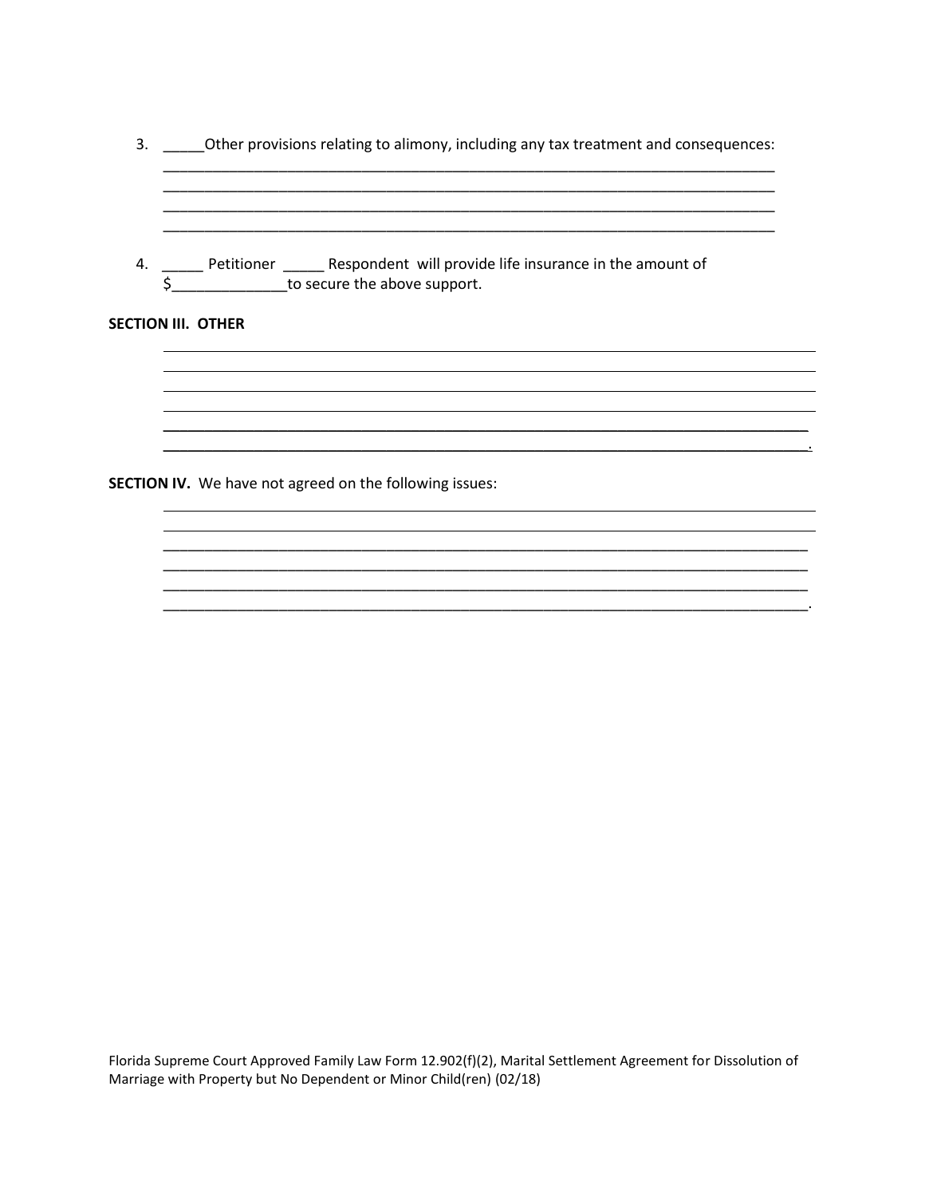3. _____Other provisions relating to alimony, including any tax treatment and consequences:
   ________________________________________________________________________________
   ________________________________________________________________________________
   ________________________________________________________________________________
   ________________________________________________________________________________

4. _____ Petitioner _____ Respondent will provide life insurance in the amount of
   $______________to secure the above support.

**SECTION III. OTHER**

________________________________________________________________________________
________________________________________________________________________________
________________________________________________________________________________
________________________________________________________________________________
________________________________________________________________________________
________________________________________________________________________________.

**SECTION IV.** We have not agreed on the following issues:

________________________________________________________________________________
________________________________________________________________________________
________________________________________________________________________________
________________________________________________________________________________
________________________________________________________________________________
________________________________________________________________________________.

Florida Supreme Court Approved Family Law Form 12.902(f)(2), Marital Settlement Agreement for Dissolution of Marriage with Property but No Dependent or Minor Child(ren) (02/18)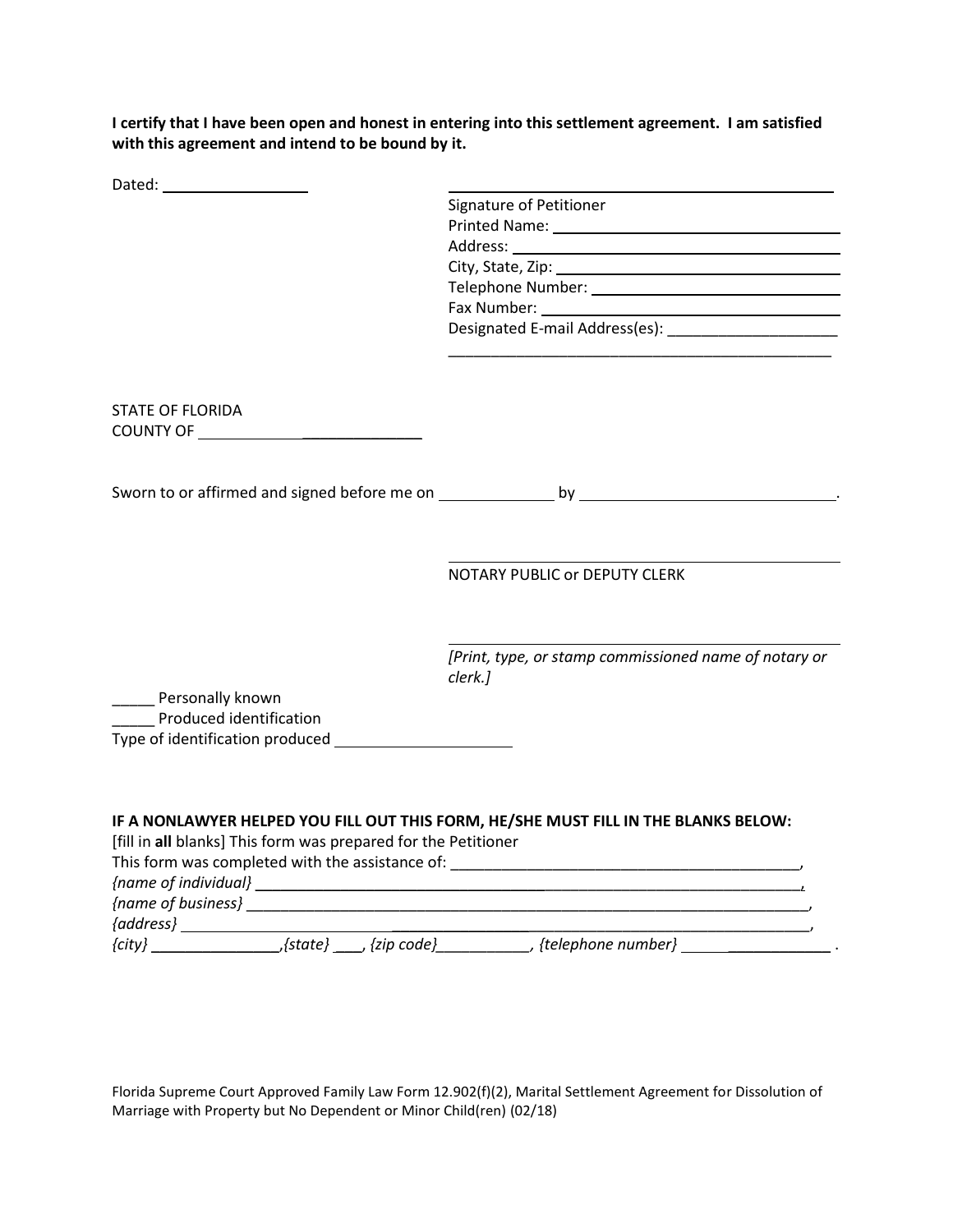**I certify that I have been open and honest in entering into this settlement agreement. I am satisfied with this agreement and intend to be bound by it.**

Dated: ___________________

_______________________________________________
Signature of Petitioner
Printed Name: _________________________________
Address: _____________________________________
City, State, Zip: _______________________________
Telephone Number: ____________________________
Fax Number: __________________________________
Designated E-mail Address(es): ____________________
_______________________________________________

STATE OF FLORIDA
COUNTY OF ____________________________

Sworn to or affirmed and signed before me on _____________ by _______________________________.

_______________________________________________
NOTARY PUBLIC or DEPUTY CLERK

_______________________________________________
*[Print, type, or stamp commissioned name of notary or clerk.]*

_____ Personally known
_____ Produced identification
Type of identification produced ____________________

**IF A NONLAWYER HELPED YOU FILL OUT THIS FORM, HE/SHE MUST FILL IN THE BLANKS BELOW:**
[fill in **all** blanks] This form was prepared for the Petitioner
This form was completed with the assistance of: __________________________________________,
*{name of individual}* _________________________________________________________________,
*{name of business}* __________________________________________________________________,
*{address}* _________________________________________________________________________,
*{city}* _______________,*{state}* ___, *{zip code}*___________, *{telephone number}* ______________ .

Florida Supreme Court Approved Family Law Form 12.902(f)(2), Marital Settlement Agreement for Dissolution of Marriage with Property but No Dependent or Minor Child(ren) (02/18)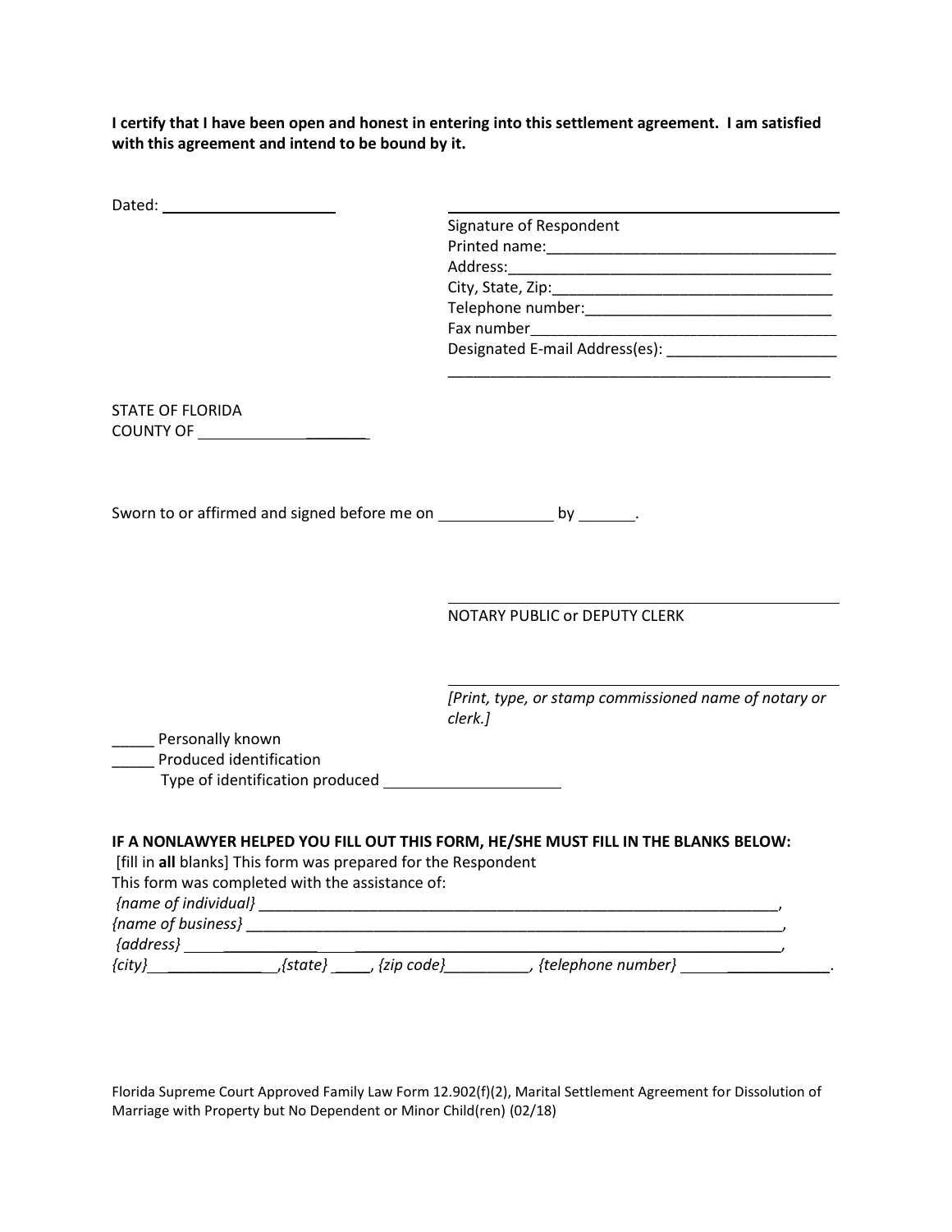**I certify that I have been open and honest in entering into this settlement agreement. I am satisfied with this agreement and intend to be bound by it.**

Dated: ____________________

_______________________________________________
Signature of Respondent
Printed name:__________________________________
Address:______________________________________
City, State, Zip:________________________________
Telephone number:_____________________________
Fax number____________________________________
Designated E-mail Address(es): ____________________
_______________________________________________

STATE OF FLORIDA
COUNTY OF ____________________

Sworn to or affirmed and signed before me on _____________ by _______.

_______________________________________________
NOTARY PUBLIC or DEPUTY CLERK

_______________________________________________
*[Print, type, or stamp commissioned name of notary or clerk.]*

_____ Personally known
_____ Produced identification
Type of identification produced ____________________

**IF A NONLAWYER HELPED YOU FILL OUT THIS FORM, HE/SHE MUST FILL IN THE BLANKS BELOW:**
[fill in **all** blanks] This form was prepared for the Respondent
This form was completed with the assistance of:
*{name of individual}* ______________________________________________________________,
*{name of business}* _______________________________________________________________,
*{address}* ______________________________________________________________________,
*{city}*________________,*{state}* _____, *{zip code}*__________, *{telephone number}* _________________.

Florida Supreme Court Approved Family Law Form 12.902(f)(2), Marital Settlement Agreement for Dissolution of Marriage with Property but No Dependent or Minor Child(ren) (02/18)